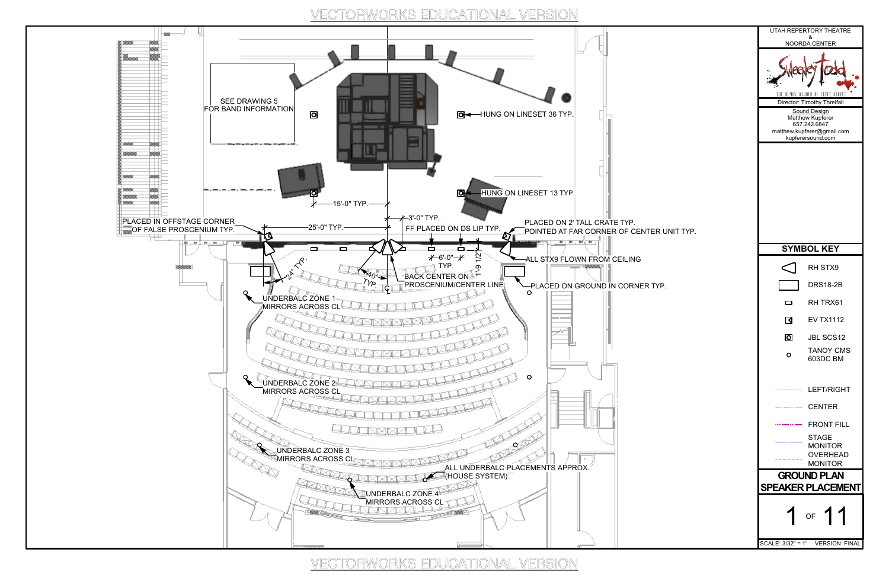VECTORWORKS EDUCATIONAL VERSION

UTAH REPERTORY THEATRE
&
NOORDA CENTER

Sweeney Todd
THE DEMON BARBER OF FLEET STREET

Director: Timothy Threlfall

Sound Design
Matthew Kupferer
657.242.6847
matthew.kupferer@gmail.com
kupferersound.com

SEE DRAWING 5 FOR BAND INFORMATION

HUNG ON LINESET 36 TYP.

HUNG ON LINESET 13 TYP.

15'-0" TYP.

3'-0" TYP.

FF PLACED ON DS LIP TYP.

PLACED IN OFFSTAGE CORNER OF FALSE PROSCENIUM TYP.

25'-0" TYP.

PLACED ON 2' TALL CRATE TYP.
POINTED AT FAR CORNER OF CENTER UNIT TYP.

24° TYP.

40° TYP.

6'-0" TYP.

1'-9 1/2"

ALL STX9 FLOWN FROM CEILING

BACK CENTER ON PROSCENIUM/CENTER LINE

PLACED ON GROUND IN CORNER TYP.

UNDERBALC ZONE 1 MIRRORS ACROSS CL

UNDERBALC ZONE 2 MIRRORS ACROSS CL

UNDERBALC ZONE 3 MIRRORS ACROSS CL

ALL UNDERBALC PLACEMENTS APPROX. (HOUSE SYSTEM)

UNDERBALC ZONE 4 MIRRORS ACROSS CL

## SYMBOL KEY

- RH STX9
- DRS18-2B
- RH TRX61
- EV TX1112
- JBL SCS12
- TANOY CMS 603DC BM
- LEFT/RIGHT
- CENTER
- FRONT FILL
- STAGE MONITOR
- OVERHEAD MONITOR

## GROUND PLAN SPEAKER PLACEMENT

SCALE: 3/32" = 1'    VERSION: FINAL

VECTORWORKS EDUCATIONAL VERSION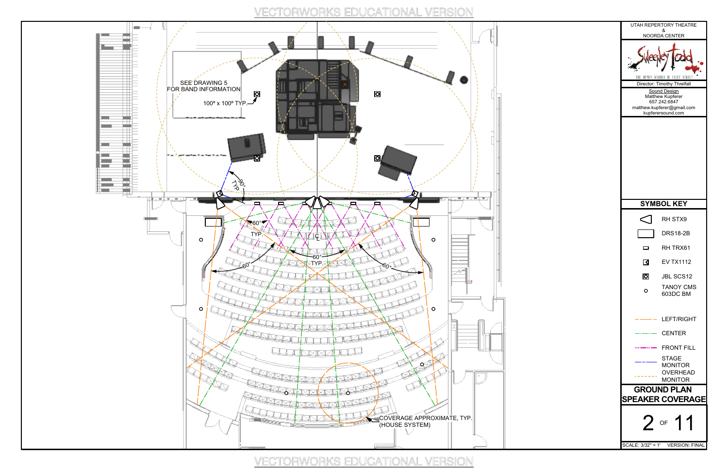VECTORWORKS EDUCATIONAL VERSION

SEE DRAWING 5
FOR BAND INFORMATION

100º x 100º TYP.

90° TYP.

60° TYP.

60° TYP.

60°

60°

CL

COVERAGE APPROXIMATE, TYP.
(HOUSE SYSTEM)

UTAH REPERTORY THEATRE
&
NOORDA CENTER

Sweeney Todd
THE DEMON BARBER OF FLEET STREET

Director: Timothy Threlfall

Sound Design
Matthew Kupferer
657.242.6847
matthew.kupferer@gmail.com
kupferersound.com

## SYMBOL KEY

| Symbol | Description |
| --- | --- |
| ◁ | RH STX9 |
| ▭ | DRS18-2B |
| ▭ (small) | RH TRX61 |
| ◩ | EV TX1112 |
| ◙ | JBL SCS12 |
| ○ | TANOY CMS 603DC BM |
| orange dashed | LEFT/RIGHT |
| dash-dot | CENTER |
| magenta dash-dot-dot | FRONT FILL |
| blue dashed | STAGE MONITOR |
| yellow dashed | OVERHEAD MONITOR |

## GROUND PLAN SPEAKER COVERAGE

SCALE: 3/32" = 1'    VERSION: FINAL

VECTORWORKS EDUCATIONAL VERSION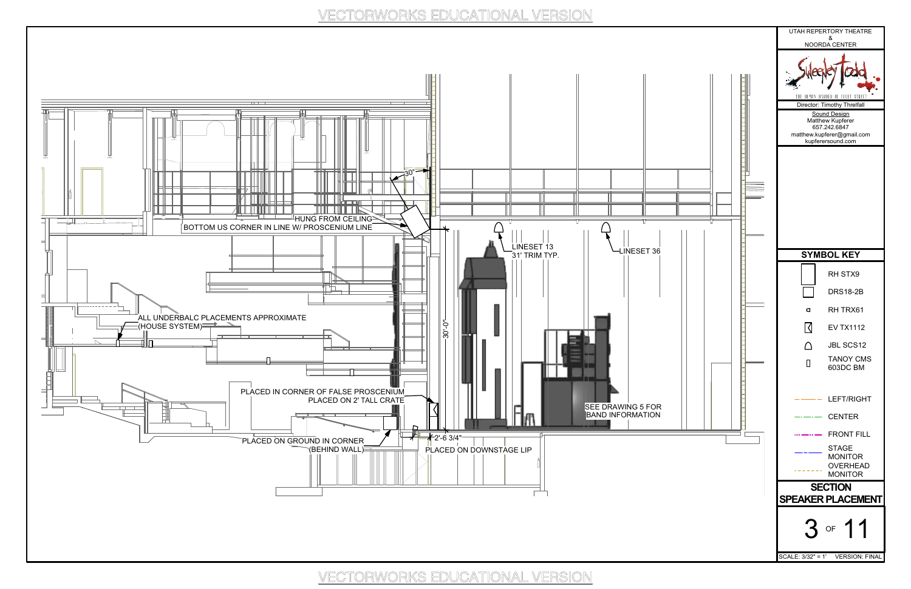UTAH REPERTORY THEATRE
&
NOORDA CENTER

Sweeney Todd
THE DEMON BARBER OF FLEET STREET

Director: Timothy Threlfall

Sound Design
Matthew Kupferer
657.242.6847
matthew.kupferer@gmail.com
kupferersound.com

HUNG FROM CEILING

BOTTOM US CORNER IN LINE W/ PROSCENIUM LINE

30°

LINESET 13
31' TRIM TYP.

LINESET 36

30'-0"

ALL UNDERBALC PLACEMENTS APPROXIMATE
(HOUSE SYSTEM)

PLACED IN CORNER OF FALSE PROSCENIUM
PLACED ON 2' TALL CRATE

SEE DRAWING 5 FOR
BAND INFORMATION

PLACED ON GROUND IN CORNER
(BEHIND WALL)

2'-6 3/4"

PLACED ON DOWNSTAGE LIP

## SYMBOL KEY

- RH STX9
- DRS18-2B
- RH TRX61
- EV TX1112
- JBL SCS12
- TANOY CMS 603DC BM
- LEFT/RIGHT
- CENTER
- FRONT FILL
- STAGE MONITOR
- OVERHEAD MONITOR

## SECTION SPEAKER PLACEMENT

SCALE: 3/32" = 1'   VERSION: FINAL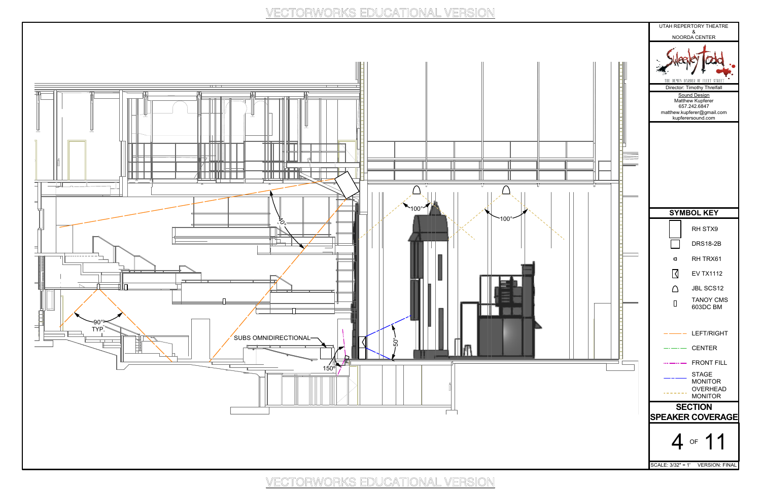VECTORWORKS EDUCATIONAL VERSION

40°

100°

100°

90° TYP.

SUBS OMNIDIRECTIONAL

50°

150°

UTAH REPERTORY THEATRE
&
NOORDA CENTER

Sweeney Todd
THE DEMON BARBER OF FLEET STREET

Director: Timothy Threlfall

Sound Design
Matthew Kupferer
657.242.6847
matthew.kupferer@gmail.com
kupferersound.com

## SYMBOL KEY

- RH STX9
- DRS18-2B
- RH TRX61
- EV TX1112
- JBL SCS12
- TANOY CMS 603DC BM

- LEFT/RIGHT
- CENTER
- FRONT FILL
- STAGE MONITOR
- OVERHEAD MONITOR

## SECTION SPEAKER COVERAGE

SCALE: 3/32" = 1'

VERSION: FINAL

VECTORWORKS EDUCATIONAL VERSION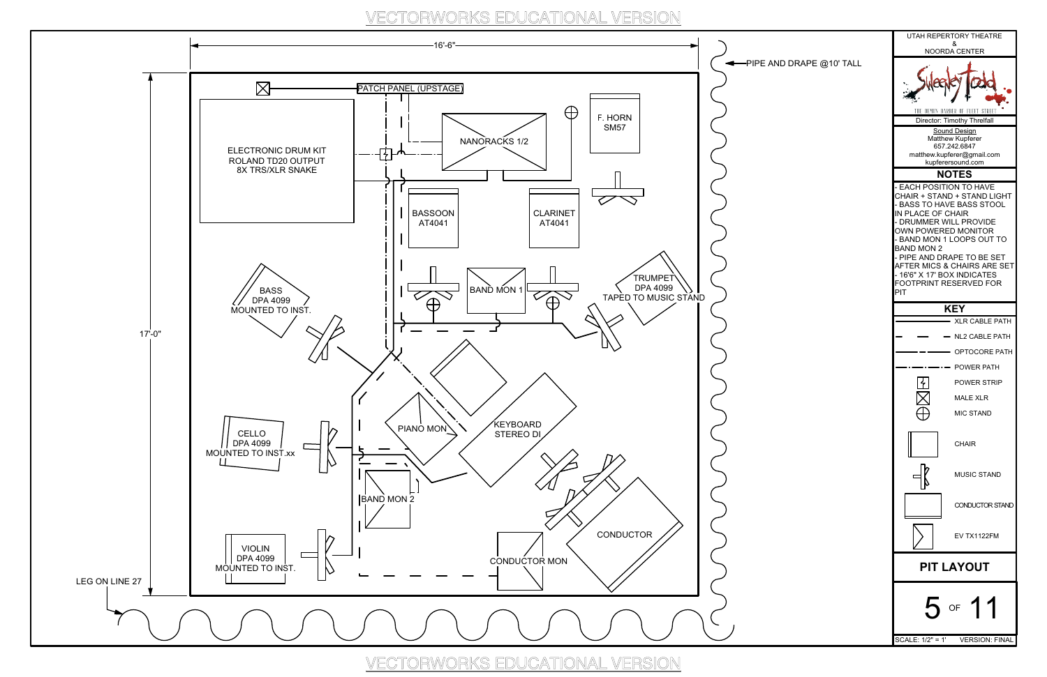VECTORWORKS EDUCATIONAL VERSION

16'-6"

PIPE AND DRAPE @10' TALL

PATCH PANEL (UPSTAGE)

ELECTRONIC DRUM KIT
ROLAND TD20 OUTPUT
8X TRS/XLR SNAKE

NANORACKS 1/2

F. HORN
SM57

BASSOON
AT4041

CLARINET
AT4041

BASS
DPA 4099
MOUNTED TO INST.

BAND MON 1

TRUMPET
DPA 4099
TAPED TO MUSIC STAND

17'-0"

PIANO MON

KEYBOARD
STEREO DI

CELLO
DPA 4099
MOUNTED TO INST.xx

BAND MON 2

CONDUCTOR

VIOLIN
DPA 4099
MOUNTED TO INST.

CONDUCTOR MON

LEG ON LINE 27

UTAH REPERTORY THEATRE
&
NOORDA CENTER

Sweeney Todd
THE DEMON BARBER OF FLEET STREET

Director: Timothy Threlfall

Sound Design
Matthew Kupferer
657.242.6847
matthew.kupferer@gmail.com
kupferersound.com

## NOTES

- EACH POSITION TO HAVE CHAIR + STAND + STAND LIGHT
- BASS TO HAVE BASS STOOL IN PLACE OF CHAIR
- DRUMMER WILL PROVIDE OWN POWERED MONITOR
- BAND MON 1 LOOPS OUT TO BAND MON 2
- PIPE AND DRAPE TO BE SET AFTER MICS & CHAIRS ARE SET
- 16'6" X 17' BOX INDICATES FOOTPRINT RESERVED FOR PIT

## KEY

- XLR CABLE PATH
- NL2 CABLE PATH
- OPTOCORE PATH
- POWER PATH
- POWER STRIP
- MALE XLR
- MIC STAND
- CHAIR
- MUSIC STAND
- CONDUCTOR STAND
- EV TX1122FM

## PIT LAYOUT

SCALE: 1/2" = 1'    VERSION: FINAL

VECTORWORKS EDUCATIONAL VERSION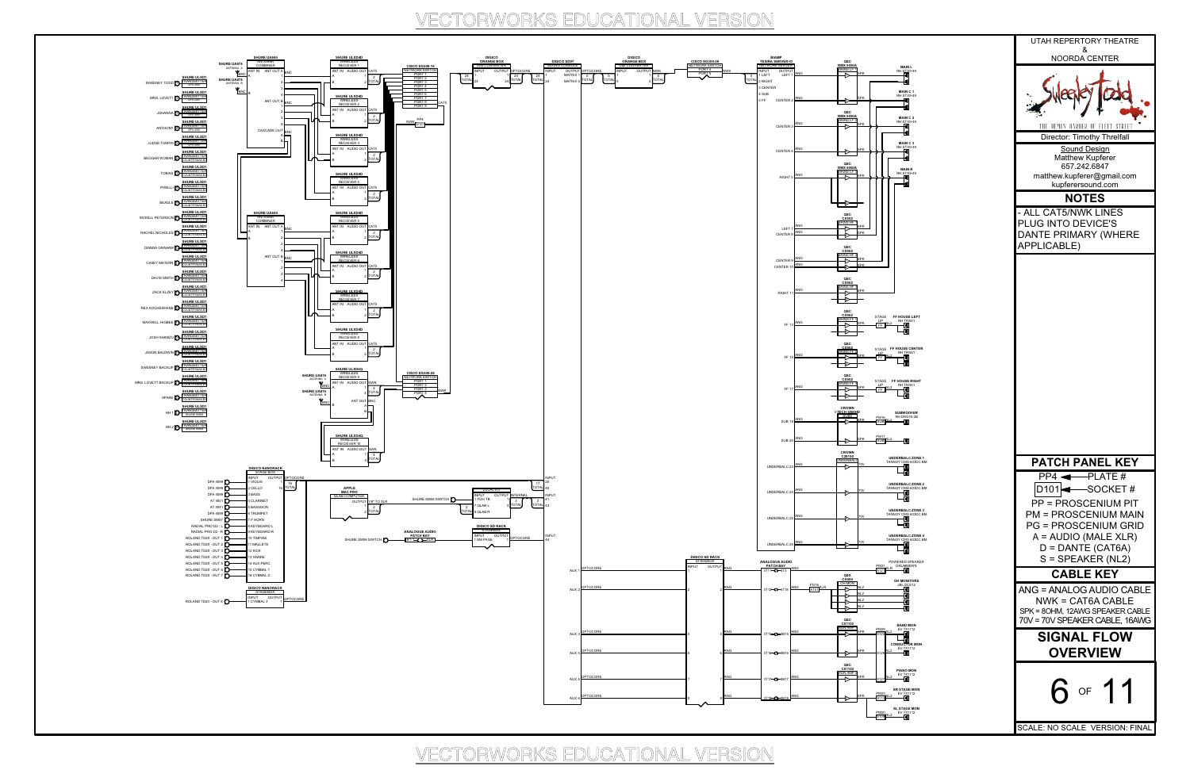VECTORWORKS EDUCATIONAL VERSION

UTAH REPERTORY THEATRE
&
NOORDA CENTER

Sweeney Todd

THE DEMON BARBER OF FLEET STREET

Director: Timothy Threlfall

Sound Design
Matthew Kupferer
657.242.6847
matthew.kupferer@gmail.com
kupferersound.com

## NOTES

- ALL CAT5/NWK LINES PLUG INTO DEVICE'S DANTE PRIMARY (WHERE APPLICABLE)

## PATCH PANEL KEY

PP4 ◄— PLATE #
D101 ◄— SOCKET #

PP = PROSCENIUM PIT
PM = PROSCENIUM MAIN
PG = PROSCENIUM GRID
A = AUDIO (MALE XLR)
D = DANTE (CAT6A)
S = SPEAKER (NL2)

## CABLE KEY

ANG = ANALOG AUDIO CABLE
NWK = CAT6A CABLE
SPK = 8OHM, 12AWG SPEAKER CABLE
70V = 70V SPEAKER CABLE, 16AWG

## SIGNAL FLOW OVERVIEW

SCALE: NO SCALE VERSION: FINAL

VECTORWORKS EDUCATIONAL VERSION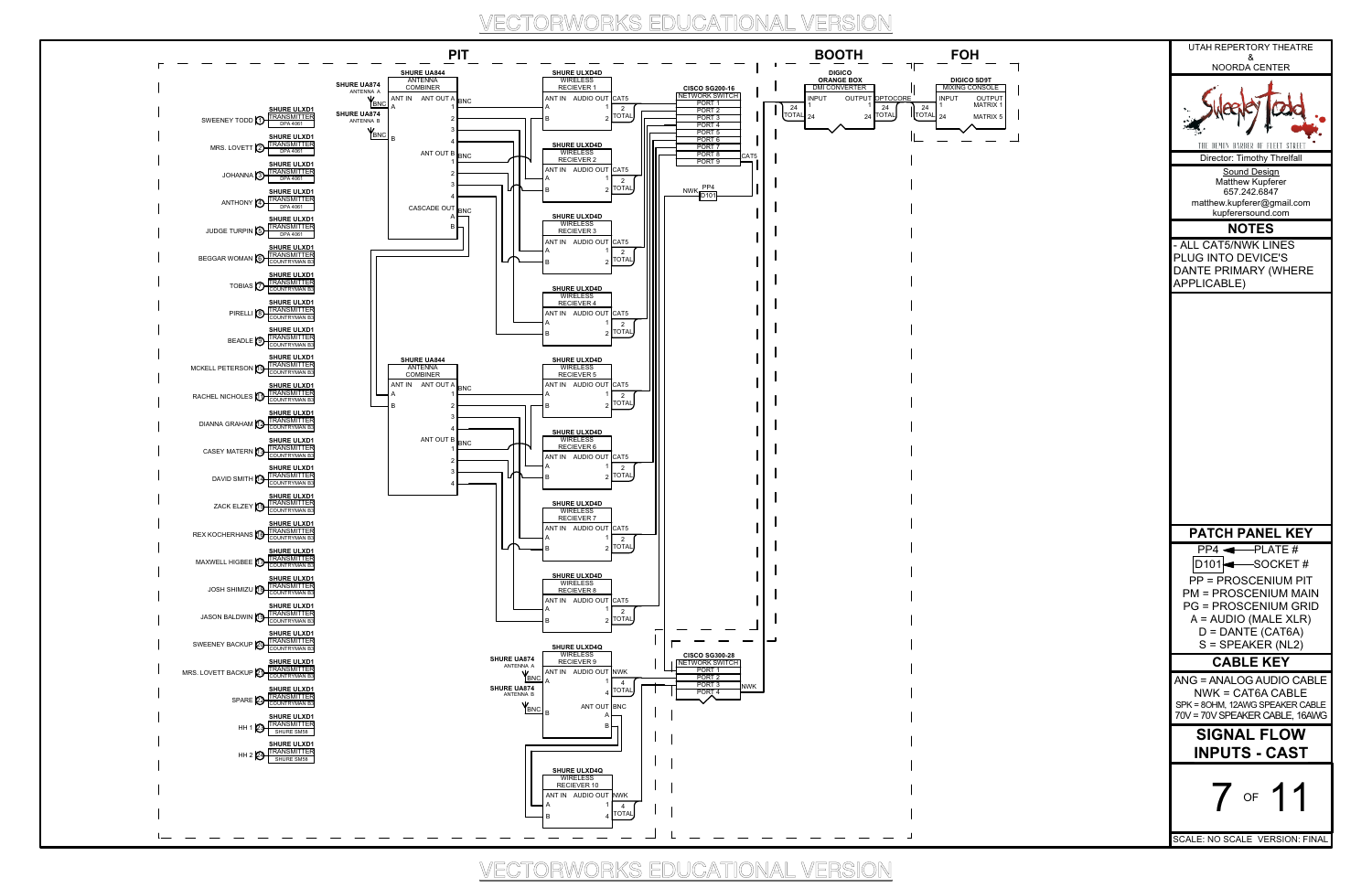VECTORWORKS EDUCATIONAL VERSION

## PIT

| # | Name | Transmitter | Mic |
|---|---|---|---|
| 1 | SWEENEY TODD | SHURE ULXD1 TRANSMITTER | DPA 4061 |
| 2 | MRS. LOVETT | SHURE ULXD1 TRANSMITTER | DPA 4061 |
| 3 | JOHANNA | SHURE ULXD1 TRANSMITTER | DPA 4061 |
| 4 | ANTHONY | SHURE ULXD1 TRANSMITTER | DPA 4061 |
| 5 | JUDGE TURPIN | SHURE ULXD1 TRANSMITTER | DPA 4061 |
| 6 | BEGGAR WOMAN | SHURE ULXD1 TRANSMITTER | COUNTRYMAN B3 |
| 7 | TOBIAS | SHURE ULXD1 TRANSMITTER | COUNTRYMAN B3 |
| 8 | PIRELLI | SHURE ULXD1 TRANSMITTER | COUNTRYMAN B3 |
| 9 | BEADLE | SHURE ULXD1 TRANSMITTER | COUNTRYMAN B3 |
| 10 | MCKELL PETERSON | SHURE ULXD1 TRANSMITTER | COUNTRYMAN B3 |
| 11 | RACHEL NICHOLES | SHURE ULXD1 TRANSMITTER | COUNTRYMAN B3 |
| 12 | DIANNA GRAHAM | SHURE ULXD1 TRANSMITTER | COUNTRYMAN B3 |
| 13 | CASEY MATERN | SHURE ULXD1 TRANSMITTER | COUNTRYMAN B3 |
| 14 | DAVID SMITH | SHURE ULXD1 TRANSMITTER | COUNTRYMAN B3 |
| 15 | ZACK ELZEY | SHURE ULXD1 TRANSMITTER | COUNTRYMAN B3 |
| 16 | REX KOCHERHANS | SHURE ULXD1 TRANSMITTER | COUNTRYMAN B3 |
| 17 | MAXWELL HIGBEE | SHURE ULXD1 TRANSMITTER | COUNTRYMAN B3 |
| 18 | JOSH SHIMIZU | SHURE ULXD1 TRANSMITTER | COUNTRYMAN B3 |
| 19 | JASON BALDWIN | SHURE ULXD1 TRANSMITTER | COUNTRYMAN B3 |
| 20 | SWEENEY BACKUP | SHURE ULXD1 TRANSMITTER | COUNTRYMAN B3 |
| 21 | MRS. LOVETT BACKUP | SHURE ULXD1 TRANSMITTER | COUNTRYMAN B3 |
| 22 | SPARE | SHURE ULXD1 TRANSMITTER | COUNTRYMAN B3 |
| 23 | HH 1 | SHURE ULXD1 TRANSMITTER | SHURE SM58 |
| 24 | HH 2 | SHURE ULXD1 TRANSMITTER | SHURE SM58 |

- SHURE UA874 ANTENNA A / SHURE UA874 ANTENNA B (BNC) → SHURE UA844 ANTENNA COMBINER (ANT IN A, B; ANT OUT A 1–4 BNC; ANT OUT B 1–4 BNC; CASCADE OUT A, B BNC)
- SHURE UA844 ANTENNA COMBINER (ANT IN A, B; ANT OUT A 1–4 BNC; ANT OUT B 1–4 BNC)
- SHURE ULXD4D WIRELESS RECIEVER 1–8 (ANT IN A, B; AUDIO OUT 1, 2; CAT5, 2 TOTAL)
- SHURE UA874 ANTENNA A / SHURE UA874 ANTENNA B (BNC) → SHURE ULXD4Q WIRELESS RECIEVER 9 (ANT IN A, B; AUDIO OUT 1–4, NWK 4 TOTAL; ANT OUT A, B BNC)
- SHURE ULXD4Q WIRELESS RECIEVER 10 (ANT IN A, B; AUDIO OUT 1–4, NWK 4 TOTAL)
- CISCO SG200-16 NETWORK SWITCH: PORT 1 – PORT 9; CAT5; NWK PP4 D101
- CISCO SG300-28 NETWORK SWITCH: PORT 1 – PORT 4; NWK

## BOOTH

DIGICO ORANGE BOX DMI CONVERTER — INPUT 1, 24 TOTAL; OUTPUT 1, 24 TOTAL; OPTOCORE

## FOH

DIGICO SD9T MIXING CONSOLE — INPUT 1, 24 TOTAL; OUTPUT MATRIX 1, MATRIX 5

---

UTAH REPERTORY THEATRE & NOORDA CENTER

Sweeney Todd — THE DEMON BARBER OF FLEET STREET

Director: Timothy Threlfall

Sound Design
Matthew Kupferer
657.242.6847
matthew.kupferer@gmail.com
kupferersound.com

## NOTES

- ALL CAT5/NWK LINES PLUG INTO DEVICE'S DANTE PRIMARY (WHERE APPLICABLE)

## PATCH PANEL KEY

PP4 ← PLATE #
D101 ← SOCKET #

PP = PROSCENIUM PIT
PM = PROSCENIUM MAIN
PG = PROSCENIUM GRID
A = AUDIO (MALE XLR)
D = DANTE (CAT6A)
S = SPEAKER (NL2)

## CABLE KEY

ANG = ANALOG AUDIO CABLE
NWK = CAT6A CABLE
SPK = 8OHM, 12AWG SPEAKER CABLE
70V = 70V SPEAKER CABLE, 16AWG

## SIGNAL FLOW INPUTS - CAST

SCALE: NO SCALE VERSION: FINAL

VECTORWORKS EDUCATIONAL VERSION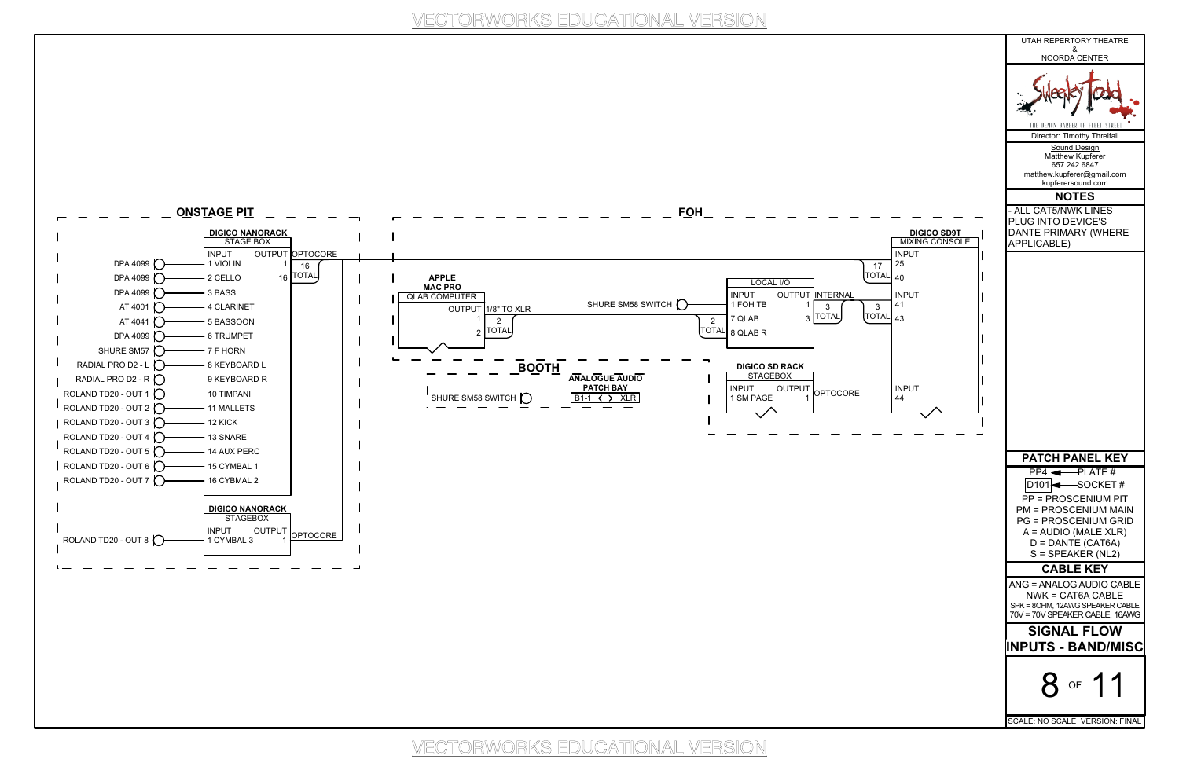## ONSTAGE PIT

**DIGICO NANORACK**
STAGE BOX

| Source | Input | Output |
|---|---|---|
| DPA 4099 | 1 VIOLIN | 1 |
| DPA 4099 | 2 CELLO | 16 |
| DPA 4099 | 3 BASS | |
| AT 4001 | 4 CLARINET | |
| AT 4041 | 5 BASSOON | |
| DPA 4099 | 6 TRUMPET | |
| SHURE SM57 | 7 F HORN | |
| RADIAL PRO D2 - L | 8 KEYBOARD L | |
| RADIAL PRO D2 - R | 9 KEYBOARD R | |
| ROLAND TD20 - OUT 1 | 10 TIMPANI | |
| ROLAND TD20 - OUT 2 | 11 MALLETS | |
| ROLAND TD20 - OUT 3 | 12 KICK | |
| ROLAND TD20 - OUT 4 | 13 SNARE | |
| ROLAND TD20 - OUT 5 | 14 AUX PERC | |
| ROLAND TD20 - OUT 6 | 15 CYMBAL 1 | |
| ROLAND TD20 - OUT 7 | 16 CYBMAL 2 | |

OPTOCORE — 16 TOTAL

**DIGICO NANORACK**
STAGEBOX

| Source | Input | Output |
|---|---|---|
| ROLAND TD20 - OUT 8 | 1 CYMBAL 3 | 1 |

OPTOCORE

## FOH

**APPLE MAC PRO**
QLAB COMPUTER

OUTPUT 1/8" TO XLR — 1, 2 — 2 TOTAL

SHURE SM58 SWITCH

**LOCAL I/O**

| Input | Output |
|---|---|
| 1 FOH TB | 1 |
| 7 QLAB L | 3 |
| 8 QLAB R | |

2 TOTAL (input) — INTERNAL 3 TOTAL (output)

**DIGICO SD9T**
MIXING CONSOLE

INPUT
- 25 — 40 (17 TOTAL)
- 41 — 43 (3 TOTAL)
- 44

**DIGICO SD RACK**
STAGEBOX

| Input | Output |
|---|---|
| 1 SM PAGE | 1 |

OPTOCORE

## BOOTH

SHURE SM58 SWITCH

**ANALOGUE AUDIO PATCH BAY**
B1-1 XLR

---

UTAH REPERTORY THEATRE & NOORDA CENTER

Sweeney Todd — THE DEMON BARBER OF FLEET STREET

Director: Timothy Threlfall

Sound Design
Matthew Kupferer
657.242.6847
matthew.kupferer@gmail.com
kupferersound.com

### NOTES

- ALL CAT5/NWK LINES PLUG INTO DEVICE'S DANTE PRIMARY (WHERE APPLICABLE)

### PATCH PANEL KEY

PP4 ← PLATE #
D101 ← SOCKET #

PP = PROSCENIUM PIT
PM = PROSCENIUM MAIN
PG = PROSCENIUM GRID
A = AUDIO (MALE XLR)
D = DANTE (CAT6A)
S = SPEAKER (NL2)

### CABLE KEY

ANG = ANALOG AUDIO CABLE
NWK = CAT6A CABLE
SPK = 8OHM, 12AWG SPEAKER CABLE
70V = 70V SPEAKER CABLE, 16AWG

### SIGNAL FLOW INPUTS - BAND/MISC

SCALE: NO SCALE VERSION: FINAL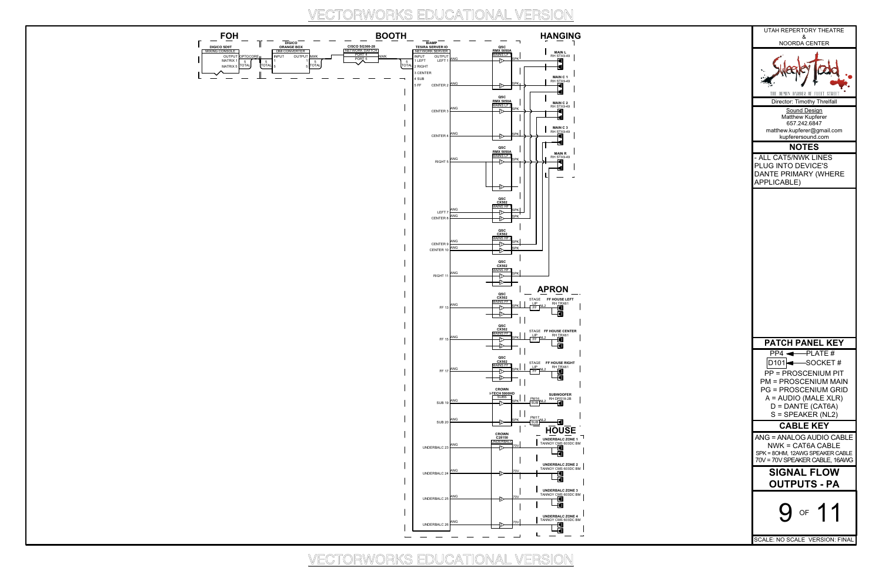VECTORWORKS EDUCATIONAL VERSION

## FOH

**DIGICO SD9T** — MIXING CONSOLE
- OUTPUT: OPTOCORE
- MATRIX 1, MATRIX 5 — 5 TOTAL

## BOOTH

**DIGICO ORANGE BOX** — OMI CONVERTER
- INPUT 1, 5 (5 TOTAL) → OUTPUT NWK 1, 5 (5 TOTAL)

**CISCO SG300-28** — NETWORK SWITCH
- PORT 4, PORT 5 — NWK

**BIAMP TESIRA SERVER IO** — NETWORK SERVER
- INPUT (5 TOTAL): 1 LEFT, 2 RIGHT, 3 CENTER, 4 SUB, 5 FF
- OUTPUT: LEFT 1, CENTER 2, CENTER 3, CENTER 4, RIGHT 5, LEFT 7, CENTER 8, CENTER 9, CENTER 10, RIGHT 11, FF 13, FF 15, FF 17, SUB 19, SUB 20, UNDERBALC 23, UNDERBALC 24, UNDERBALC 25, UNDERBALC 26

## HANGING

| Source | Amp | Cable | Speaker |
|---|---|---|---|
| LEFT 1 (ANG) | QSC RMX 5050A — MAINS LF | SPK | MAIN L — RH STX9-49 |
| CENTER 2 (ANG) | QSC RMX 5050A — MAINS LF | SPK | MAIN C 1 — RH STX9-49 |
| CENTER 3 (ANG) | QSC RMX 5050A — MAINS LF | SPK | MAIN C 2 — RH STX9-49 |
| CENTER 4 (ANG) | QSC RMX 5050A — MAINS LF | SPK | MAIN C 3 — RH STX9-49 |
| RIGHT 5 (ANG) | QSC RMX 5050A — MAINS LF | SPK | MAIN R — RH STX9-49 |
| LEFT 7 (ANG) | QSC CX502 — MAINS HF | SPK | |
| CENTER 8 (ANG) | QSC CX502 — MAINS HF | SPK | |
| CENTER 9 (ANG) | QSC CX502 — MAINS HF | SPK | |
| CENTER 10 (ANG) | QSC CX502 — MAINS HF | SPK | |
| RIGHT 11 (ANG) | QSC CX502 — MAINS HF | SPK | |

## APRON

| Source | Amp | Cable | Patch | Speaker |
|---|---|---|---|---|
| FF 13 (ANG) | QSC CX502 — MAINS FF | SPK | STAGE LIP FF — NL2 | FF HOUSE LEFT — RH TRX61 |
| FF 15 (ANG) | QSC CX502 — MAINS FF | SPK | STAGE LIP FF — NL2 | FF HOUSE CENTER — RH TRX61 |
| FF 17 (ANG) | QSC CX502 — MAINS FF | SPK | STAGE LIP FF — NL2 | FF HOUSE RIGHT — RH TRX61 |
| SUB 19 (ANG) | CROWN I-TECH 5000HD — SUBS | SPK | PM16 SUB — NL2 | SUBWOOFER — RH DRS18-2B |
| SUB 20 (ANG) | CROWN I-TECH 5000HD — SUBS | SPK | PM17 SUB — NL2 | SUBWOOFER |

## HOUSE

| Source | Amp | Cable | Speaker |
|---|---|---|---|
| UNDERBALC 23 (ANG) | CROWN C28150 — UNDERBALC | 70V | UNDERBALC ZONE 1 — TANNOY CMS 603DC BM |
| UNDERBALC 24 (ANG) | CROWN C28150 — UNDERBALC | 70V | UNDERBALC ZONE 2 — TANNOY CMS 603DC BM |
| UNDERBALC 25 (ANG) | CROWN C28150 — UNDERBALC | 70V | UNDERBALC ZONE 3 — TANNOY CMS 603DC BM |
| UNDERBALC 26 (ANG) | CROWN C28150 — UNDERBALC | 70V | UNDERBALC ZONE 4 — TANNOY CMS 603DC BM |

---

UTAH REPERTORY THEATRE & NOORDA CENTER

Sweeney Todd — THE DEMON BARBER OF FLEET STREET

Director: Timothy Threlfall

Sound Design
Matthew Kupferer
657.242.6847
matthew.kupferer@gmail.com
kupferersound.com

## NOTES

- ALL CAT5/NWK LINES PLUG INTO DEVICE'S DANTE PRIMARY (WHERE APPLICABLE)

## PATCH PANEL KEY

- PP4 ← PLATE #
- D101 ← SOCKET #
- PP = PROSCENIUM PIT
- PM = PROSCENIUM MAIN
- PG = PROSCENIUM GRID
- A = AUDIO (MALE XLR)
- D = DANTE (CAT6A)
- S = SPEAKER (NL2)

## CABLE KEY

- ANG = ANALOG AUDIO CABLE
- NWK = CAT6A CABLE
- SPK = 8OHM, 12AWG SPEAKER CABLE
- 70V = 70V SPEAKER CABLE, 16AWG

## SIGNAL FLOW OUTPUTS - PA

SCALE: NO SCALE VERSION: FINAL

VECTORWORKS EDUCATIONAL VERSION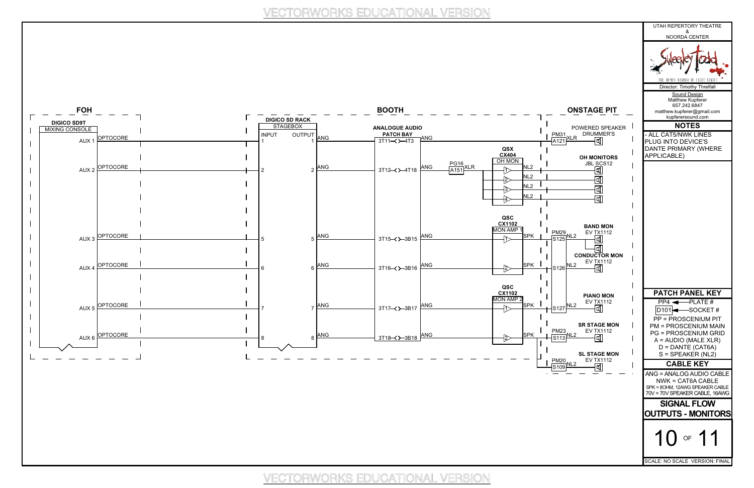UTAH REPERTORY THEATRE
&
NOORDA CENTER

Sweeney Todd — THE DEMON BARBER OF FLEET STREET

Director: Timothy Threlfall

Sound Design
Matthew Kupferer
657.242.6847
matthew.kupferer@gmail.com
kupferersound.com

## NOTES

- ALL CAT5/NWK LINES PLUG INTO DEVICE'S DANTE PRIMARY (WHERE APPLICABLE)

## FOH

**DIGICO SD9T**
MIXING CONSOLE

## BOOTH

**DIGICO SD RACK**
STAGEBOX

**ANALOGUE AUDIO PATCH BAY**

## ONSTAGE PIT

| FOH Console Out | Cable | Stagebox Input | Stagebox Output | Cable | Patch Bay | Cable | Device / Amp | Cable | Destination |
|---|---|---|---|---|---|---|---|---|---|
| AUX 1 | OPTOCORE | 1 | 1 | ANG | 3T11–4T3 | ANG | PM31 A121 | XLR | POWERED SPEAKER DRUMMER'S |
| AUX 2 | OPTOCORE | 2 | 2 | ANG | 3T12–4T18 | ANG | PG16 A151 (XLR) → QSX CX404 OH MON ch 1–4 | NL2 | OH MONITORS JBL SCS12 (x4) |
| AUX 3 | OPTOCORE | 5 | 5 | ANG | 3T15–3B15 | ANG | QSC CX1102 MON AMP 1 ch 1 | SPK → PM29 S125, NL2 | BAND MON EV TX1112 (x2) |
| AUX 4 | OPTOCORE | 6 | 6 | ANG | 3T16–3B16 | ANG | QSC CX1102 MON AMP 1 ch 2 | SPK → S126, NL2 | CONDUCTOR MON EV TX1112 |
| AUX 5 | OPTOCORE | 7 | 7 | ANG | 3T17–3B17 | ANG | QSC CX1102 MON AMP 2 ch 1 | SPK → S127, NL2 | PIANO MON EV TX1112 |
| AUX 6 | OPTOCORE | 8 | 8 | ANG | 3T18–3B18 | ANG | QSC CX1102 MON AMP 2 ch 2 | SPK → PM23 S113, NL2 | SR STAGE MON EV TX1112 |
| | | | | | | | | PM20 S109, NL2 | SL STAGE MON EV TX1112 |

## PATCH PANEL KEY

PP4 ← PLATE #
D101 ← SOCKET #

- PP = PROSCENIUM PIT
- PM = PROSCENIUM MAIN
- PG = PROSCENIUM GRID
- A = AUDIO (MALE XLR)
- D = DANTE (CAT6A)
- S = SPEAKER (NL2)

## CABLE KEY

- ANG = ANALOG AUDIO CABLE
- NWK = CAT6A CABLE
- SPK = 8OHM, 12AWG SPEAKER CABLE
- 70V = 70V SPEAKER CABLE, 16AWG

## SIGNAL FLOW OUTPUTS - MONITORS

SCALE: NO SCALE VERSION: FINAL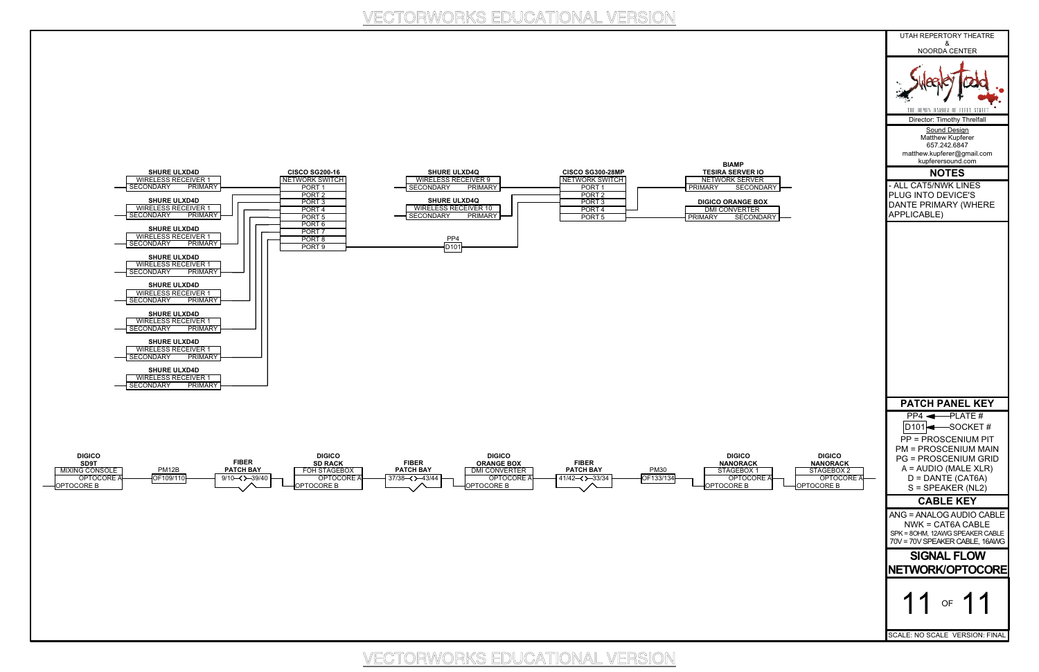VECTORWORKS EDUCATIONAL VERSION

**SHURE ULXD4D**
WIRELESS RECEIVER 1
SECONDARY PRIMARY

**SHURE ULXD4D**
WIRELESS RECEIVER 1
SECONDARY PRIMARY

**SHURE ULXD4D**
WIRELESS RECEIVER 1
SECONDARY PRIMARY

**SHURE ULXD4D**
WIRELESS RECEIVER 1
SECONDARY PRIMARY

**SHURE ULXD4D**
WIRELESS RECEIVER 1
SECONDARY PRIMARY

**SHURE ULXD4D**
WIRELESS RECEIVER 1
SECONDARY PRIMARY

**SHURE ULXD4D**
WIRELESS RECEIVER 1
SECONDARY PRIMARY

**SHURE ULXD4D**
WIRELESS RECEIVER 1
SECONDARY PRIMARY

**CISCO SG200-16**
NETWORK SWITCH
PORT 1
PORT 2
PORT 3
PORT 4
PORT 5
PORT 6
PORT 7
PORT 8
PORT 9

**SHURE ULXD4Q**
WIRELESS RECEIVER 9
SECONDARY PRIMARY

**SHURE ULXD4Q**
WIRELESS RECEIVER 10
SECONDARY PRIMARY

PP4
D101

**CISCO SG300-28MP**
NETWORK SWITCH
PORT 1
PORT 2
PORT 3
PORT 4
PORT 5

**BIAMP TESIRA SERVER IO**
NETWORK SERVER
PRIMARY SECONDARY

**DIGICO ORANGE BOX**
DMI CONVERTER
PRIMARY SECONDARY

**DIGICO SD9T**
MIXING CONSOLE
OPTOCORE A
OPTOCORE B

PM12B
OF109/110

**FIBER PATCH BAY**
9/10 — 39/40

**DIGICO SD RACK**
FOH STAGEBOX
OPTOCORE A
OPTOCORE B

**FIBER PATCH BAY**
37/38 — 43/44

**DIGICO ORANGE BOX**
DMI CONVERTER
OPTOCORE A
OPTOCORE B

**FIBER PATCH BAY**
41/42 — 33/34

PM30
OF133/134

**DIGICO NANORACK**
STAGEBOX 1
OPTOCORE A
OPTOCORE B

**DIGICO NANORACK**
STAGEBOX 2
OPTOCORE A
OPTOCORE B

UTAH REPERTORY THEATRE
&
NOORDA CENTER

Sweeney Todd
THE DEMON BARBER OF FLEET STREET

Director: Timothy Threlfall

Sound Design
Matthew Kupferer
657.242.6847
matthew.kupferer@gmail.com
kupferersound.com

## NOTES

- ALL CAT5/NWK LINES PLUG INTO DEVICE'S DANTE PRIMARY (WHERE APPLICABLE)

## PATCH PANEL KEY

PP4 ← PLATE #
D101 ← SOCKET #

PP = PROSCENIUM PIT
PM = PROSCENIUM MAIN
PG = PROSCENIUM GRID
A = AUDIO (MALE XLR)
D = DANTE (CAT6A)
S = SPEAKER (NL2)

## CABLE KEY

ANG = ANALOG AUDIO CABLE
NWK = CAT6A CABLE
SPK = 8OHM, 12AWG SPEAKER CABLE
70V = 70V SPEAKER CABLE, 16AWG

## SIGNAL FLOW NETWORK/OPTOCORE

SCALE: NO SCALE VERSION: FINAL

VECTORWORKS EDUCATIONAL VERSION